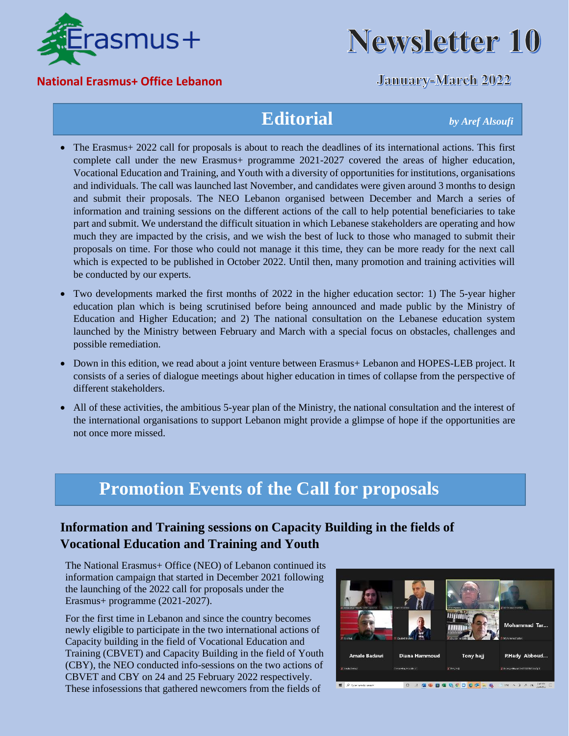Erasmus+

# Newsletter 10

**National Erasmus+ Office Lebanon**

**January-March 2022**

## Editorial

*by Aref Alsoufi*

- The Erasmus+ 2022 call for proposals is about to reach the deadlines of its international actions. This first complete call under the new Erasmus+ programme 2021-2027 covered the areas of higher education, Vocational Education and Training, and Youth with a diversity of opportunities for institutions, organisations and individuals. The call was launched last November, and candidates were given around 3 months to design and submit their proposals. The NEO Lebanon organised between December and March a series of information and training sessions on the different actions of the call to help potential beneficiaries to take part and submit. We understand the difficult situation in which Lebanese stakeholders are operating and how much they are impacted by the crisis, and we wish the best of luck to those who managed to submit their proposals on time. For those who could not manage it this time, they can be more ready for the next call which is expected to be published in October 2022. Until then, many promotion and training activities will be conducted by our experts.
- Two developments marked the first months of 2022 in the higher education sector: 1) The 5-year higher education plan which is being scrutinised before being announced and made public by the Ministry of Education and Higher Education; and 2) The national consultation on the Lebanese education system launched by the Ministry between February and March with a special focus on obstacles, challenges and possible remediation.
- Down in this edition, we read about a joint venture between Erasmus+ Lebanon and HOPES-LEB project. It consists of a series of dialogue meetings about higher education in times of collapse from the perspective of different stakeholders.
- All of these activities, the ambitious 5-year plan of the Ministry, the national consultation and the interest of the international organisations to support Lebanon might provide a glimpse of hope if the opportunities are not once more missed.

## Promotion Events of the Call for proposals

### Information and Training sessions on Capacity Building in the fields of Vocational Education and Training and Youth

The National Erasmus+ Office (NEO) of Lebanon continued its information campaign that started in December 2021 following the launching of the 2022 call for proposals under the Erasmus+ programme (2021-2027).

For the first time in Lebanon and since the country becomes newly eligible to participate in the two international actions of Capacity building in the field of Vocational Education and Training (CBVET) and Capacity Building in the field of Youth (CBY), the NEO conducted info-sessions on the two actions of CBVET and CBY on 24 and 25 February 2022 respectively. These infosessions that gathered newcomers from the fields of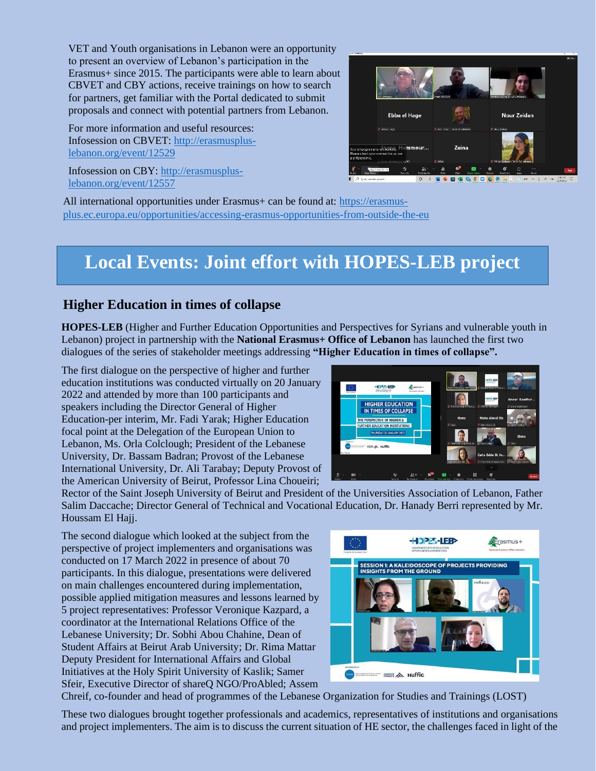VET and Youth organisations in Lebanon were an opportunity to present an overview of Lebanon's participation in the Erasmus+ since 2015. The participants were able to learn about CBVET and CBY actions, receive trainings on how to search for partners, get familiar with the Portal dedicated to submit proposals and connect with potential partners from Lebanon.

For more information and useful resources:
Infosession on CBVET: http://erasmusplus-lebanon.org/event/12529

Infosession on CBY: http://erasmusplus-lebanon.org/event/12557

All international opportunities under Erasmus+ can be found at: https://erasmus-plus.ec.europa.eu/opportunities/accessing-erasmus-opportunities-from-outside-the-eu

# Local Events: Joint effort with HOPES-LEB project

## Higher Education in times of collapse

**HOPES-LEB** (Higher and Further Education Opportunities and Perspectives for Syrians and vulnerable youth in Lebanon) project in partnership with the **National Erasmus+ Office of Lebanon** has launched the first two dialogues of the series of stakeholder meetings addressing **"Higher Education in times of collapse".**

The first dialogue on the perspective of higher and further education institutions was conducted virtually on 20 January 2022 and attended by more than 100 participants and speakers including the Director General of Higher Education-per interim, Mr. Fadi Yarak; Higher Education focal point at the Delegation of the European Union to Lebanon, Ms. Orla Colclough; President of the Lebanese University, Dr. Bassam Badran; Provost of the Lebanese International University, Dr. Ali Tarabay; Deputy Provost of the American University of Beirut, Professor Lina Choueiri; Rector of the Saint Joseph University of Beirut and President of the Universities Association of Lebanon, Father Salim Daccache; Director General of Technical and Vocational Education, Dr. Hanady Berri represented by Mr. Houssam El Hajj.

The second dialogue which looked at the subject from the perspective of project implementers and organisations was conducted on 17 March 2022 in presence of about 70 participants. In this dialogue, presentations were delivered on main challenges encountered during implementation, possible applied mitigation measures and lessons learned by 5 project representatives: Professor Veronique Kazpard, a coordinator at the International Relations Office of the Lebanese University; Dr. Sobhi Abou Chahine, Dean of Student Affairs at Beirut Arab University; Dr. Rima Mattar Deputy President for International Affairs and Global Initiatives at the Holy Spirit University of Kaslik; Samer Sfeir, Executive Director of shareQ NGO/ProAbled; Assem Chreif, co-founder and head of programmes of the Lebanese Organization for Studies and Trainings (LOST)

These two dialogues brought together professionals and academics, representatives of institutions and organisations and project implementers. The aim is to discuss the current situation of HE sector, the challenges faced in light of the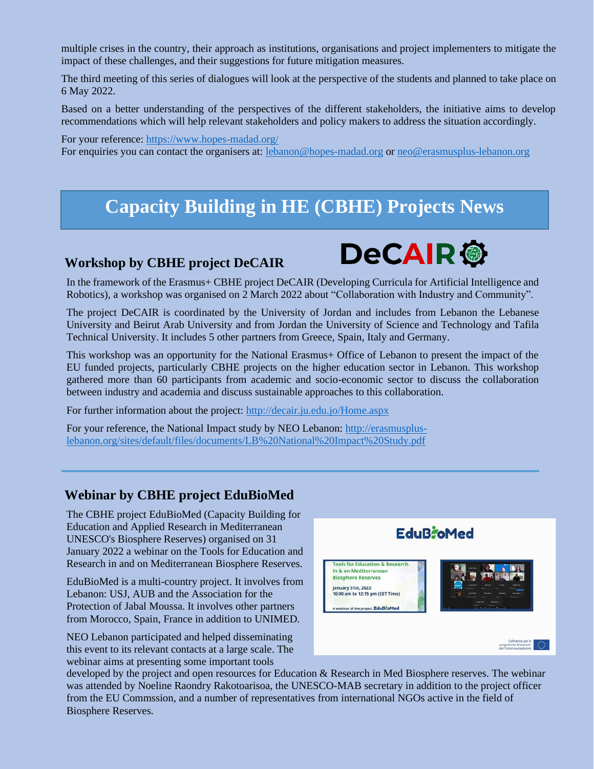multiple crises in the country, their approach as institutions, organisations and project implementers to mitigate the impact of these challenges, and their suggestions for future mitigation measures.

The third meeting of this series of dialogues will look at the perspective of the students and planned to take place on 6 May 2022.

Based on a better understanding of the perspectives of the different stakeholders, the initiative aims to develop recommendations which will help relevant stakeholders and policy makers to address the situation accordingly.

For your reference: https://www.hopes-madad.org/
For enquiries you can contact the organisers at: lebanon@hopes-madad.org or neo@erasmusplus-lebanon.org

# Capacity Building in HE (CBHE) Projects News

## Workshop by CBHE project DeCAIR

In the framework of the Erasmus+ CBHE project DeCAIR (Developing Curricula for Artificial Intelligence and Robotics), a workshop was organised on 2 March 2022 about "Collaboration with Industry and Community".

The project DeCAIR is coordinated by the University of Jordan and includes from Lebanon the Lebanese University and Beirut Arab University and from Jordan the University of Science and Technology and Tafila Technical University. It includes 5 other partners from Greece, Spain, Italy and Germany.

This workshop was an opportunity for the National Erasmus+ Office of Lebanon to present the impact of the EU funded projects, particularly CBHE projects on the higher education sector in Lebanon. This workshop gathered more than 60 participants from academic and socio-economic sector to discuss the collaboration between industry and academia and discuss sustainable approaches to this collaboration.

For further information about the project: http://decair.ju.edu.jo/Home.aspx

For your reference, the National Impact study by NEO Lebanon: http://erasmusplus-lebanon.org/sites/default/files/documents/LB%20National%20Impact%20Study.pdf

---

## Webinar by CBHE project EduBioMed

The CBHE project EduBioMed (Capacity Building for Education and Applied Research in Mediterranean UNESCO's Biosphere Reserves) organised on 31 January 2022 a webinar on the Tools for Education and Research in and on Mediterranean Biosphere Reserves.

EduBioMed is a multi-country project. It involves from Lebanon: USJ, AUB and the Association for the Protection of Jabal Moussa. It involves other partners from Morocco, Spain, France in addition to UNIMED.

NEO Lebanon participated and helped disseminating this event to its relevant contacts at a large scale. The webinar aims at presenting some important tools developed by the project and open resources for Education & Research in Med Biosphere reserves. The webinar was attended by Noeline Raondry Rakotoarisoa, the UNESCO-MAB secretary in addition to the project officer from the EU Commssion, and a number of representatives from international NGOs active in the field of Biosphere Reserves.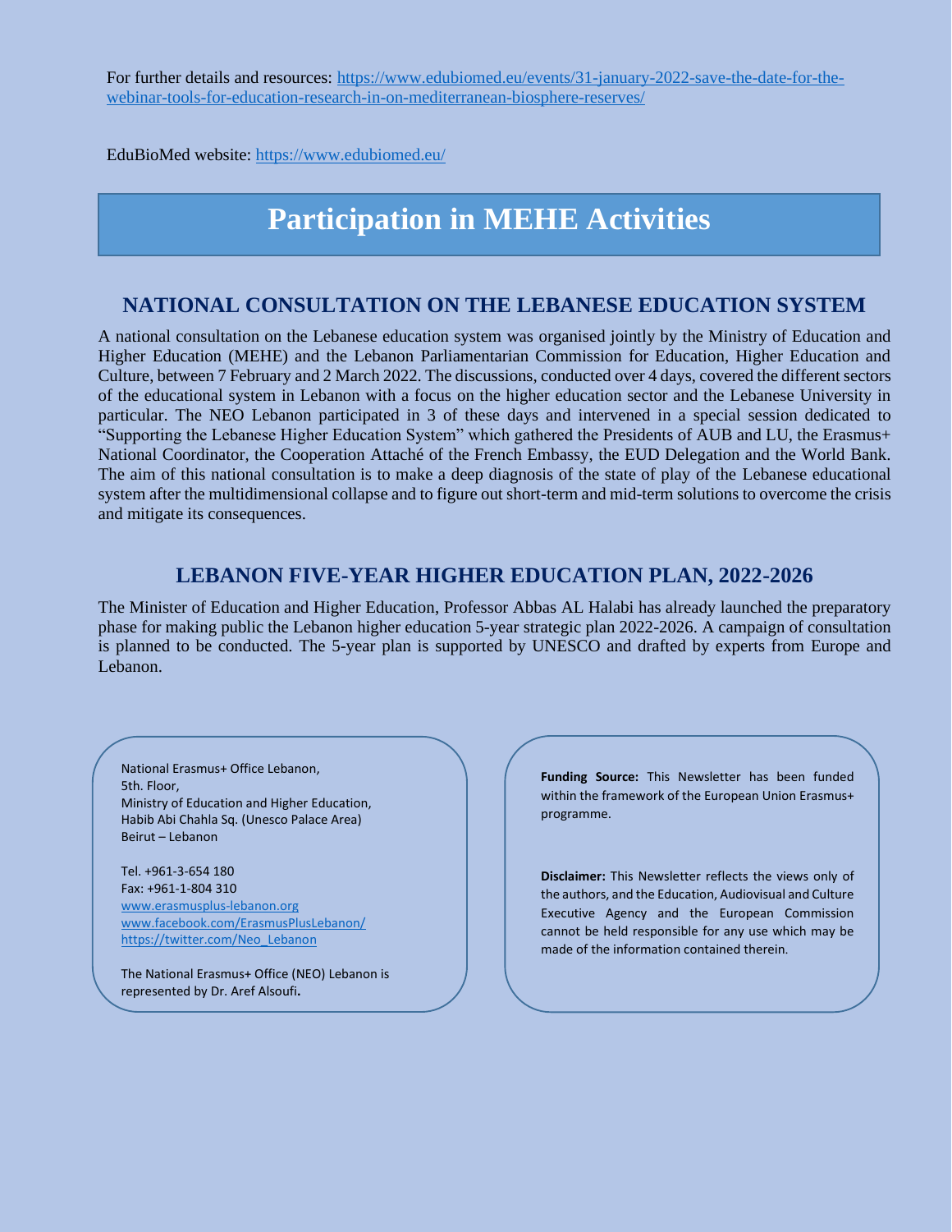For further details and resources: [https://www.edubiomed.eu/events/31-january-2022-save-the-date-for-the-webinar-tools-for-education-research-in-on-mediterranean-biosphere-reserves/](https://www.edubiomed.eu/events/31-january-2022-save-the-date-for-the-webinar-tools-for-education-research-in-on-mediterranean-biosphere-reserves/)

EduBioMed website: [https://www.edubiomed.eu/](https://www.edubiomed.eu/)

# Participation in MEHE Activities

## NATIONAL CONSULTATION ON THE LEBANESE EDUCATION SYSTEM

A national consultation on the Lebanese education system was organised jointly by the Ministry of Education and Higher Education (MEHE) and the Lebanon Parliamentarian Commission for Education, Higher Education and Culture, between 7 February and 2 March 2022. The discussions, conducted over 4 days, covered the different sectors of the educational system in Lebanon with a focus on the higher education sector and the Lebanese University in particular. The NEO Lebanon participated in 3 of these days and intervened in a special session dedicated to "Supporting the Lebanese Higher Education System" which gathered the Presidents of AUB and LU, the Erasmus+ National Coordinator, the Cooperation Attaché of the French Embassy, the EUD Delegation and the World Bank. The aim of this national consultation is to make a deep diagnosis of the state of play of the Lebanese educational system after the multidimensional collapse and to figure out short-term and mid-term solutions to overcome the crisis and mitigate its consequences.

## LEBANON FIVE-YEAR HIGHER EDUCATION PLAN, 2022-2026

The Minister of Education and Higher Education, Professor Abbas AL Halabi has already launched the preparatory phase for making public the Lebanon higher education 5-year strategic plan 2022-2026. A campaign of consultation is planned to be conducted. The 5-year plan is supported by UNESCO and drafted by experts from Europe and Lebanon.

National Erasmus+ Office Lebanon,
5th. Floor,
Ministry of Education and Higher Education,
Habib Abi Chahla Sq. (Unesco Palace Area)
Beirut – Lebanon

Tel. +961-3-654 180
Fax: +961-1-804 310
[www.erasmusplus-lebanon.org](www.erasmusplus-lebanon.org)
[www.facebook.com/ErasmusPlusLebanon/](www.facebook.com/ErasmusPlusLebanon/)
[https://twitter.com/Neo_Lebanon](https://twitter.com/Neo_Lebanon)

The National Erasmus+ Office (NEO) Lebanon is represented by Dr. Aref Alsoufi.

**Funding Source:** This Newsletter has been funded within the framework of the European Union Erasmus+ programme.

**Disclaimer:** This Newsletter reflects the views only of the authors, and the Education, Audiovisual and Culture Executive Agency and the European Commission cannot be held responsible for any use which may be made of the information contained therein.